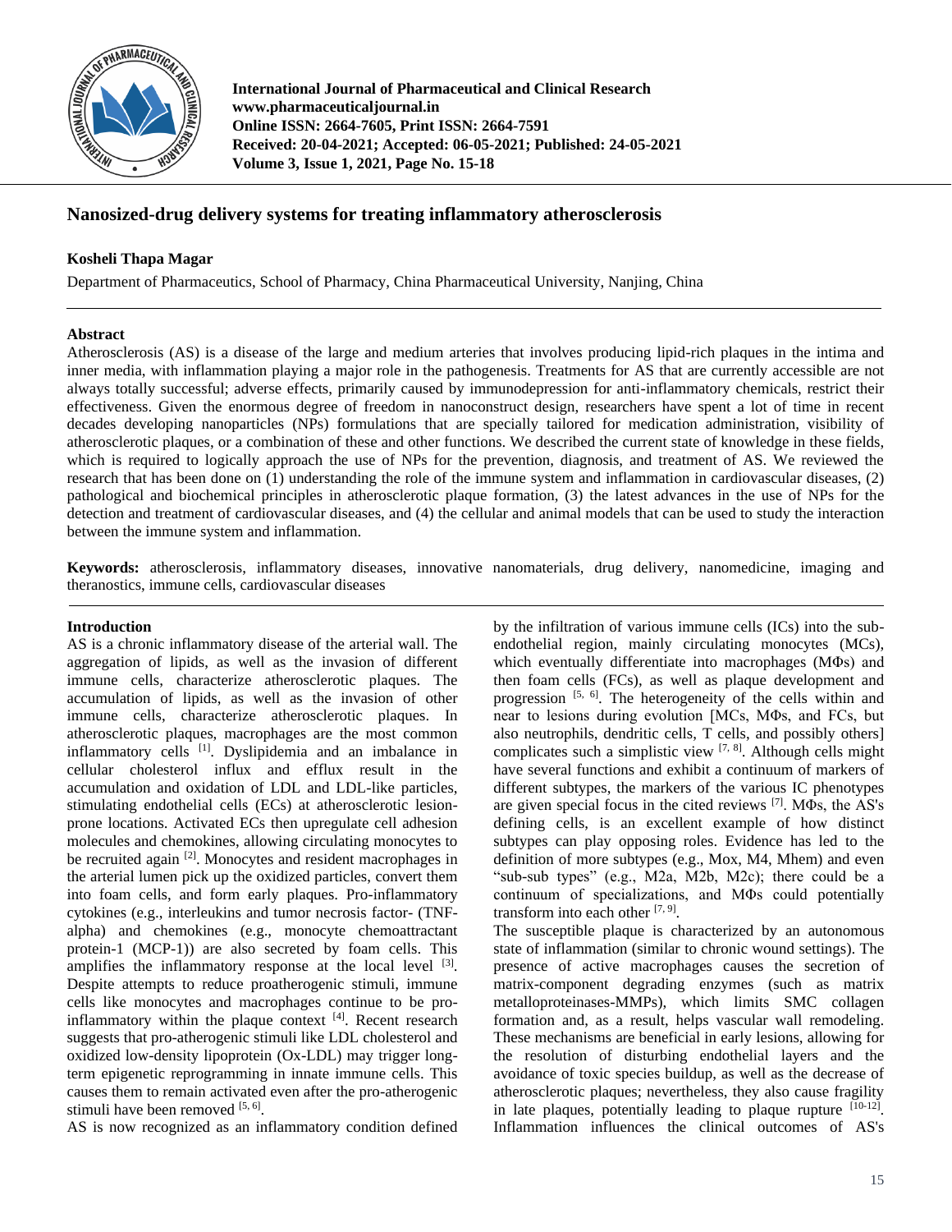# Nanosized-drug delivery systems for treating inflammatory atherosclerosis

**Kosheli Thapa Magar**

Department of Pharmaceutics, School of Pharmacy, China Pharmaceutical University, Nanjing, China

## Abstract

Atherosclerosis (AS) is a disease of the large and medium arteries that involves producing lipid-rich plaques in the intima and inner media, with inflammation playing a major role in the pathogenesis. Treatments for AS that are currently accessible are not always totally successful; adverse effects, primarily caused by immunodepression for anti-inflammatory chemicals, restrict their effectiveness. Given the enormous degree of freedom in nanoconstruct design, researchers have spent a lot of time in recent decades developing nanoparticles (NPs) formulations that are specially tailored for medication administration, visibility of atherosclerotic plaques, or a combination of these and other functions. We described the current state of knowledge in these fields, which is required to logically approach the use of NPs for the prevention, diagnosis, and treatment of AS. We reviewed the research that has been done on (1) understanding the role of the immune system and inflammation in cardiovascular diseases, (2) pathological and biochemical principles in atherosclerotic plaque formation, (3) the latest advances in the use of NPs for the detection and treatment of cardiovascular diseases, and (4) the cellular and animal models that can be used to study the interaction between the immune system and inflammation.

**Keywords:** atherosclerosis, inflammatory diseases, innovative nanomaterials, drug delivery, nanomedicine, imaging and theranostics, immune cells, cardiovascular diseases

## Introduction

AS is a chronic inflammatory disease of the arterial wall. The aggregation of lipids, as well as the invasion of different immune cells, characterize atherosclerotic plaques. The accumulation of lipids, as well as the invasion of other immune cells, characterize atherosclerotic plaques. In atherosclerotic plaques, macrophages are the most common inflammatory cells [1]. Dyslipidemia and an imbalance in cellular cholesterol influx and efflux result in the accumulation and oxidation of LDL and LDL-like particles, stimulating endothelial cells (ECs) at atherosclerotic lesion-prone locations. Activated ECs then upregulate cell adhesion molecules and chemokines, allowing circulating monocytes to be recruited again [2]. Monocytes and resident macrophages in the arterial lumen pick up the oxidized particles, convert them into foam cells, and form early plaques. Pro-inflammatory cytokines (e.g., interleukins and tumor necrosis factor- (TNF-alpha) and chemokines (e.g., monocyte chemoattractant protein-1 (MCP-1)) are also secreted by foam cells. This amplifies the inflammatory response at the local level [3]. Despite attempts to reduce proatherogenic stimuli, immune cells like monocytes and macrophages continue to be pro-inflammatory within the plaque context [4]. Recent research suggests that pro-atherogenic stimuli like LDL cholesterol and oxidized low-density lipoprotein (Ox-LDL) may trigger long-term epigenetic reprogramming in innate immune cells. This causes them to remain activated even after the pro-atherogenic stimuli have been removed [5, 6].

AS is now recognized as an inflammatory condition defined by the infiltration of various immune cells (ICs) into the sub-endothelial region, mainly circulating monocytes (MCs), which eventually differentiate into macrophages (MΦs) and then foam cells (FCs), as well as plaque development and progression [5, 6]. The heterogeneity of the cells within and near to lesions during evolution [MCs, MΦs, and FCs, but also neutrophils, dendritic cells, T cells, and possibly others] complicates such a simplistic view [7, 8]. Although cells might have several functions and exhibit a continuum of markers of different subtypes, the markers of the various IC phenotypes are given special focus in the cited reviews [7]. MΦs, the AS's defining cells, is an excellent example of how distinct subtypes can play opposing roles. Evidence has led to the definition of more subtypes (e.g., Mox, M4, Mhem) and even "sub-sub types" (e.g., M2a, M2b, M2c); there could be a continuum of specializations, and MΦs could potentially transform into each other [7, 9].

The susceptible plaque is characterized by an autonomous state of inflammation (similar to chronic wound settings). The presence of active macrophages causes the secretion of matrix-component degrading enzymes (such as matrix metalloproteinases-MMPs), which limits SMC collagen formation and, as a result, helps vascular wall remodeling. These mechanisms are beneficial in early lesions, allowing for the resolution of disturbing endothelial layers and the avoidance of toxic species buildup, as well as the decrease of atherosclerotic plaques; nevertheless, they also cause fragility in late plaques, potentially leading to plaque rupture [10-12]. Inflammation influences the clinical outcomes of AS's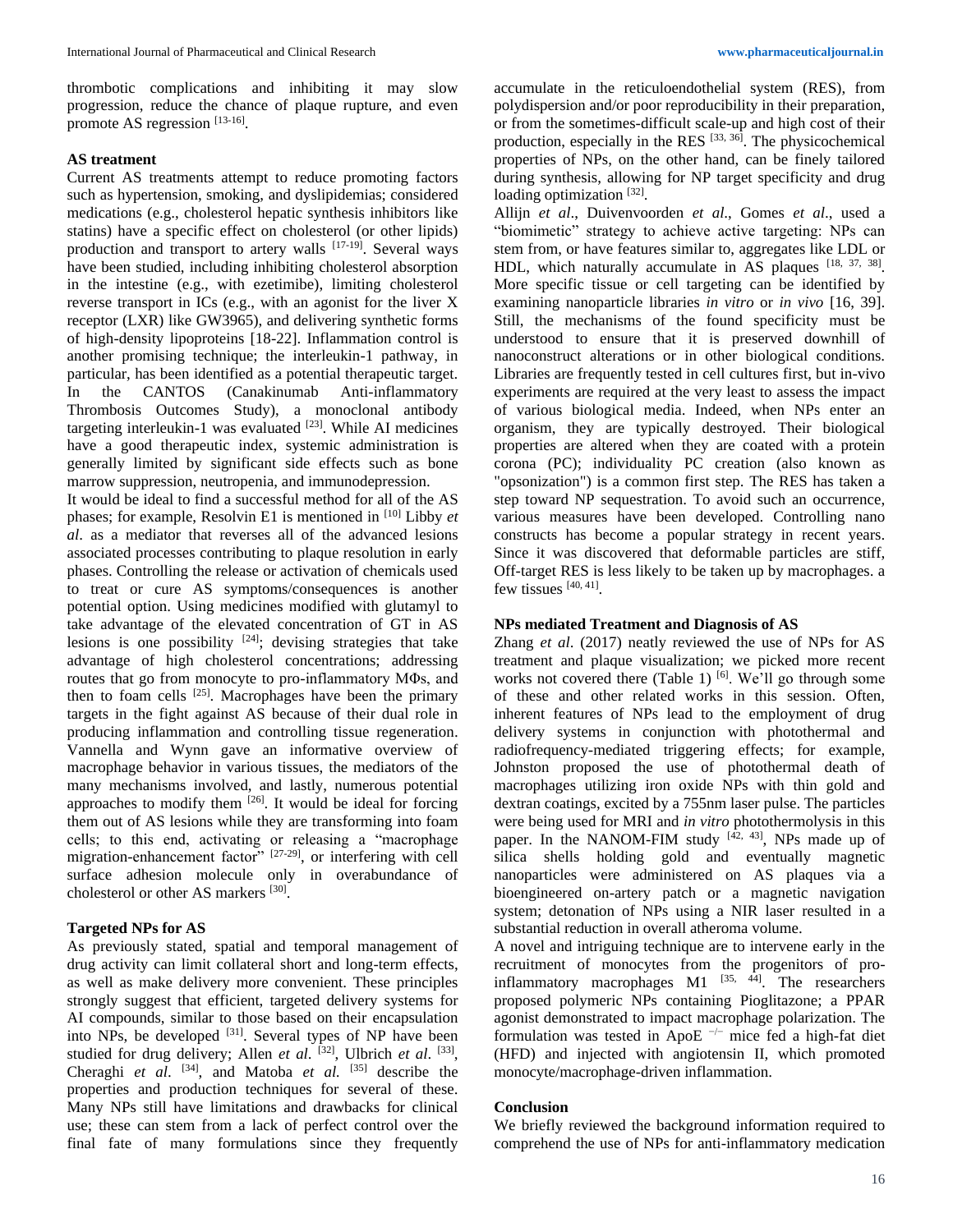thrombotic complications and inhibiting it may slow progression, reduce the chance of plaque rupture, and even promote AS regression [13-16].

## AS treatment

Current AS treatments attempt to reduce promoting factors such as hypertension, smoking, and dyslipidemias; considered medications (e.g., cholesterol hepatic synthesis inhibitors like statins) have a specific effect on cholesterol (or other lipids) production and transport to artery walls [17-19]. Several ways have been studied, including inhibiting cholesterol absorption in the intestine (e.g., with ezetimibe), limiting cholesterol reverse transport in ICs (e.g., with an agonist for the liver X receptor (LXR) like GW3965), and delivering synthetic forms of high-density lipoproteins [18-22]. Inflammation control is another promising technique; the interleukin-1 pathway, in particular, has been identified as a potential therapeutic target. In the CANTOS (Canakinumab Anti-inflammatory Thrombosis Outcomes Study), a monoclonal antibody targeting interleukin-1 was evaluated [23]. While AI medicines have a good therapeutic index, systemic administration is generally limited by significant side effects such as bone marrow suppression, neutropenia, and immunodepression.

It would be ideal to find a successful method for all of the AS phases; for example, Resolvin E1 is mentioned in [10] Libby *et al*. as a mediator that reverses all of the advanced lesions associated processes contributing to plaque resolution in early phases. Controlling the release or activation of chemicals used to treat or cure AS symptoms/consequences is another potential option. Using medicines modified with glutamyl to take advantage of the elevated concentration of GT in AS lesions is one possibility [24]; devising strategies that take advantage of high cholesterol concentrations; addressing routes that go from monocyte to pro-inflammatory MΦs, and then to foam cells [25]. Macrophages have been the primary targets in the fight against AS because of their dual role in producing inflammation and controlling tissue regeneration. Vannella and Wynn gave an informative overview of macrophage behavior in various tissues, the mediators of the many mechanisms involved, and lastly, numerous potential approaches to modify them [26]. It would be ideal for forcing them out of AS lesions while they are transforming into foam cells; to this end, activating or releasing a "macrophage migration-enhancement factor" [27-29], or interfering with cell surface adhesion molecule only in overabundance of cholesterol or other AS markers [30].

## Targeted NPs for AS

As previously stated, spatial and temporal management of drug activity can limit collateral short and long-term effects, as well as make delivery more convenient. These principles strongly suggest that efficient, targeted delivery systems for AI compounds, similar to those based on their encapsulation into NPs, be developed [31]. Several types of NP have been studied for drug delivery; Allen *et al.* [32], Ulbrich *et al*. [33], Cheraghi *et al*. [34], and Matoba *et al.* [35] describe the properties and production techniques for several of these. Many NPs still have limitations and drawbacks for clinical use; these can stem from a lack of perfect control over the final fate of many formulations since they frequently accumulate in the reticuloendothelial system (RES), from polydispersion and/or poor reproducibility in their preparation, or from the sometimes-difficult scale-up and high cost of their production, especially in the RES [33, 36]. The physicochemical properties of NPs, on the other hand, can be finely tailored during synthesis, allowing for NP target specificity and drug loading optimization [32].

Allijn *et al*., Duivenvoorden *et al*., Gomes *et al*., used a "biomimetic" strategy to achieve active targeting: NPs can stem from, or have features similar to, aggregates like LDL or HDL, which naturally accumulate in AS plaques [18, 37, 38]. More specific tissue or cell targeting can be identified by examining nanoparticle libraries *in vitro* or *in vivo* [16, 39]. Still, the mechanisms of the found specificity must be understood to ensure that it is preserved downhill of nanoconstruct alterations or in other biological conditions. Libraries are frequently tested in cell cultures first, but in-vivo experiments are required at the very least to assess the impact of various biological media. Indeed, when NPs enter an organism, they are typically destroyed. Their biological properties are altered when they are coated with a protein corona (PC); individuality PC creation (also known as "opsonization") is a common first step. The RES has taken a step toward NP sequestration. To avoid such an occurrence, various measures have been developed. Controlling nano constructs has become a popular strategy in recent years. Since it was discovered that deformable particles are stiff, Off-target RES is less likely to be taken up by macrophages. a few tissues [40, 41].

## NPs mediated Treatment and Diagnosis of AS

Zhang *et al*. (2017) neatly reviewed the use of NPs for AS treatment and plaque visualization; we picked more recent works not covered there (Table 1) [6]. We'll go through some of these and other related works in this session. Often, inherent features of NPs lead to the employment of drug delivery systems in conjunction with photothermal and radiofrequency-mediated triggering effects; for example, Johnston proposed the use of photothermal death of macrophages utilizing iron oxide NPs with thin gold and dextran coatings, excited by a 755nm laser pulse. The particles were being used for MRI and *in vitro* photothermolysis in this paper. In the NANOM-FIM study [42, 43], NPs made up of silica shells holding gold and eventually magnetic nanoparticles were administered on AS plaques via a bioengineered on-artery patch or a magnetic navigation system; detonation of NPs using a NIR laser resulted in a substantial reduction in overall atheroma volume.

A novel and intriguing technique are to intervene early in the recruitment of monocytes from the progenitors of pro-inflammatory macrophages M1 [35, 44]. The researchers proposed polymeric NPs containing Pioglitazone; a PPAR agonist demonstrated to impact macrophage polarization. The formulation was tested in ApoE $^{-/-}$ mice fed a high-fat diet (HFD) and injected with angiotensin II, which promoted monocyte/macrophage-driven inflammation.

## Conclusion

We briefly reviewed the background information required to comprehend the use of NPs for anti-inflammatory medication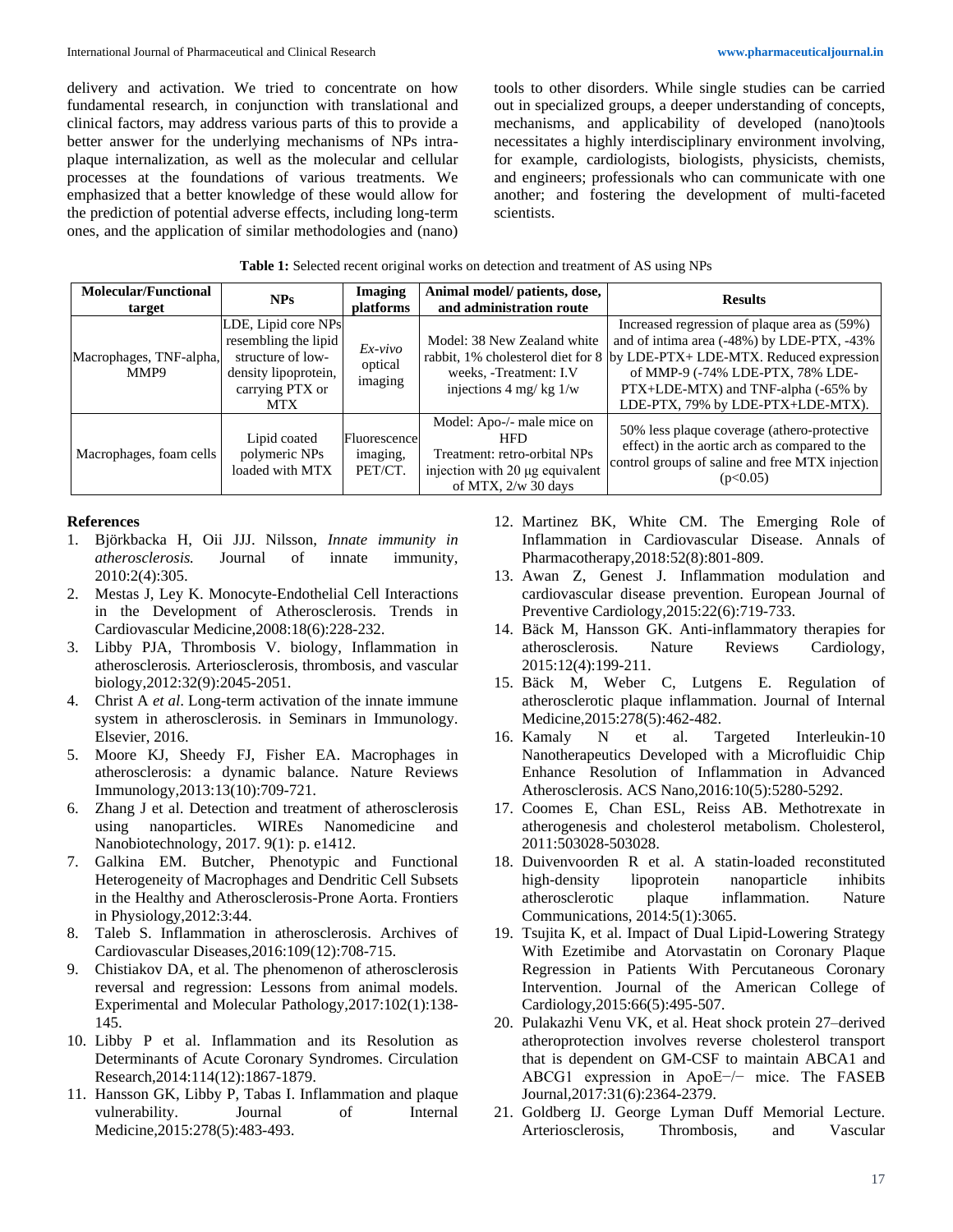delivery and activation. We tried to concentrate on how fundamental research, in conjunction with translational and clinical factors, may address various parts of this to provide a better answer for the underlying mechanisms of NPs intra-plaque internalization, as well as the molecular and cellular processes at the foundations of various treatments. We emphasized that a better knowledge of these would allow for the prediction of potential adverse effects, including long-term ones, and the application of similar methodologies and (nano) tools to other disorders. While single studies can be carried out in specialized groups, a deeper understanding of concepts, mechanisms, and applicability of developed (nano)tools necessitates a highly interdisciplinary environment involving, for example, cardiologists, biologists, physicists, chemists, and engineers; professionals who can communicate with one another; and fostering the development of multi-faceted scientists.

**Table 1:** Selected recent original works on detection and treatment of AS using NPs

| Molecular/Functional target | NPs | Imaging platforms | Animal model/ patients, dose, and administration route | Results |
|---|---|---|---|---|
| Macrophages, TNF-alpha, MMP9 | LDE, Lipid core NPs resembling the lipid structure of low-density lipoprotein, carrying PTX or MTX | *Ex-vivo* optical imaging | Model: 38 New Zealand white rabbit, 1% cholesterol diet for 8 weeks, -Treatment: I.V injections 4 mg/ kg 1/w | Increased regression of plaque area as (59%) and of intima area (-48%) by LDE-PTX, -43% by LDE-PTX+ LDE-MTX. Reduced expression of MMP-9 (-74% LDE-PTX, 78% LDE-PTX+LDE-MTX) and TNF-alpha (-65% by LDE-PTX, 79% by LDE-PTX+LDE-MTX). |
| Macrophages, foam cells | Lipid coated polymeric NPs loaded with MTX | Fluorescence imaging, PET/CT. | Model: Apo-/- male mice on HFD Treatment: retro-orbital NPs injection with 20 μg equivalent of MTX, 2/w 30 days | 50% less plaque coverage (athero-protective effect) in the aortic arch as compared to the control groups of saline and free MTX injection ($p<0.05$) |

## References

1. Björkbacka H, Oii JJJ. Nilsson, *Innate immunity in atherosclerosis.* Journal of innate immunity, 2010:2(4):305.
2. Mestas J, Ley K. Monocyte-Endothelial Cell Interactions in the Development of Atherosclerosis. Trends in Cardiovascular Medicine,2008:18(6):228-232.
3. Libby PJA, Thrombosis V. biology, Inflammation in atherosclerosis*.* Arteriosclerosis, thrombosis, and vascular biology,2012:32(9):2045-2051.
4. Christ A *et al*. Long-term activation of the innate immune system in atherosclerosis. in Seminars in Immunology. Elsevier, 2016.
5. Moore KJ, Sheedy FJ, Fisher EA. Macrophages in atherosclerosis: a dynamic balance. Nature Reviews Immunology,2013:13(10):709-721.
6. Zhang J et al. Detection and treatment of atherosclerosis using nanoparticles. WIREs Nanomedicine and Nanobiotechnology, 2017. 9(1): p. e1412.
7. Galkina EM. Butcher, Phenotypic and Functional Heterogeneity of Macrophages and Dendritic Cell Subsets in the Healthy and Atherosclerosis-Prone Aorta. Frontiers in Physiology,2012:3:44.
8. Taleb S. Inflammation in atherosclerosis. Archives of Cardiovascular Diseases,2016:109(12):708-715.
9. Chistiakov DA, et al. The phenomenon of atherosclerosis reversal and regression: Lessons from animal models. Experimental and Molecular Pathology,2017:102(1):138-145.
10. Libby P et al. Inflammation and its Resolution as Determinants of Acute Coronary Syndromes. Circulation Research,2014:114(12):1867-1879.
11. Hansson GK, Libby P, Tabas I. Inflammation and plaque vulnerability. Journal of Internal Medicine,2015:278(5):483-493.
12. Martinez BK, White CM. The Emerging Role of Inflammation in Cardiovascular Disease. Annals of Pharmacotherapy,2018:52(8):801-809.
13. Awan Z, Genest J. Inflammation modulation and cardiovascular disease prevention. European Journal of Preventive Cardiology,2015:22(6):719-733.
14. Bäck M, Hansson GK. Anti-inflammatory therapies for atherosclerosis. Nature Reviews Cardiology, 2015:12(4):199-211.
15. Bäck M, Weber C, Lutgens E. Regulation of atherosclerotic plaque inflammation. Journal of Internal Medicine,2015:278(5):462-482.
16. Kamaly N et al. Targeted Interleukin-10 Nanotherapeutics Developed with a Microfluidic Chip Enhance Resolution of Inflammation in Advanced Atherosclerosis. ACS Nano,2016:10(5):5280-5292.
17. Coomes E, Chan ESL, Reiss AB. Methotrexate in atherogenesis and cholesterol metabolism. Cholesterol, 2011:503028-503028.
18. Duivenvoorden R et al. A statin-loaded reconstituted high-density lipoprotein nanoparticle inhibits atherosclerotic plaque inflammation. Nature Communications, 2014:5(1):3065.
19. Tsujita K, et al. Impact of Dual Lipid-Lowering Strategy With Ezetimibe and Atorvastatin on Coronary Plaque Regression in Patients With Percutaneous Coronary Intervention. Journal of the American College of Cardiology,2015:66(5):495-507.
20. Pulakazhi Venu VK, et al. Heat shock protein 27–derived atheroprotection involves reverse cholesterol transport that is dependent on GM-CSF to maintain ABCA1 and ABCG1 expression in ApoE−/− mice. The FASEB Journal,2017:31(6):2364-2379.
21. Goldberg IJ. George Lyman Duff Memorial Lecture. Arteriosclerosis, Thrombosis, and Vascular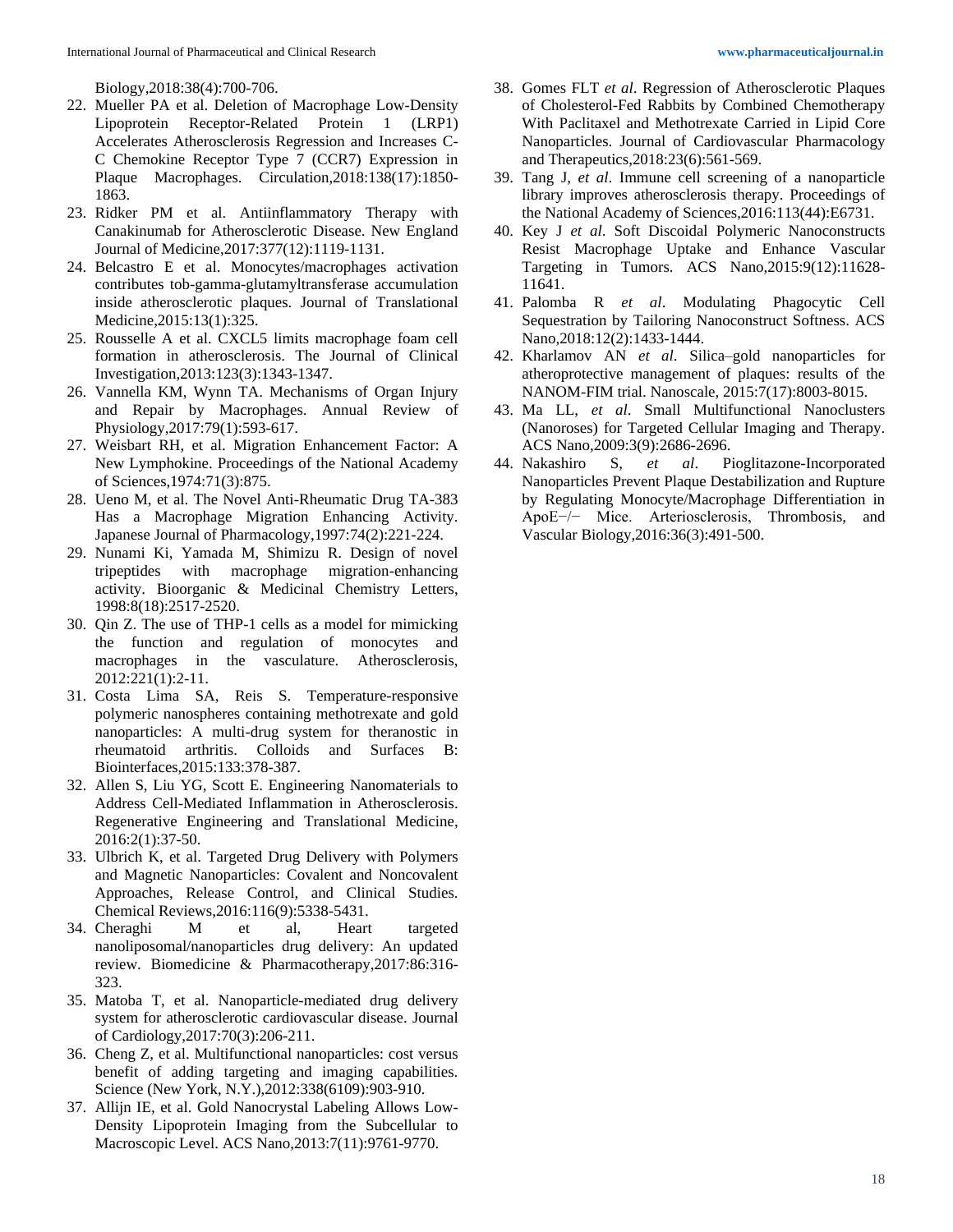Biology,2018:38(4):700-706.

22. Mueller PA et al. Deletion of Macrophage Low-Density Lipoprotein Receptor-Related Protein 1 (LRP1) Accelerates Atherosclerosis Regression and Increases C-C Chemokine Receptor Type 7 (CCR7) Expression in Plaque Macrophages. Circulation,2018:138(17):1850-1863.
23. Ridker PM et al. Antiinflammatory Therapy with Canakinumab for Atherosclerotic Disease. New England Journal of Medicine,2017:377(12):1119-1131.
24. Belcastro E et al. Monocytes/macrophages activation contributes tob-gamma-glutamyltransferase accumulation inside atherosclerotic plaques. Journal of Translational Medicine,2015:13(1):325.
25. Rousselle A et al. CXCL5 limits macrophage foam cell formation in atherosclerosis. The Journal of Clinical Investigation,2013:123(3):1343-1347.
26. Vannella KM, Wynn TA. Mechanisms of Organ Injury and Repair by Macrophages. Annual Review of Physiology,2017:79(1):593-617.
27. Weisbart RH, et al. Migration Enhancement Factor: A New Lymphokine. Proceedings of the National Academy of Sciences,1974:71(3):875.
28. Ueno M, et al. The Novel Anti-Rheumatic Drug TA-383 Has a Macrophage Migration Enhancing Activity. Japanese Journal of Pharmacology,1997:74(2):221-224.
29. Nunami Ki, Yamada M, Shimizu R. Design of novel tripeptides with macrophage migration-enhancing activity. Bioorganic & Medicinal Chemistry Letters, 1998:8(18):2517-2520.
30. Qin Z. The use of THP-1 cells as a model for mimicking the function and regulation of monocytes and macrophages in the vasculature. Atherosclerosis, 2012:221(1):2-11.
31. Costa Lima SA, Reis S. Temperature-responsive polymeric nanospheres containing methotrexate and gold nanoparticles: A multi-drug system for theranostic in rheumatoid arthritis. Colloids and Surfaces B: Biointerfaces,2015:133:378-387.
32. Allen S, Liu YG, Scott E. Engineering Nanomaterials to Address Cell-Mediated Inflammation in Atherosclerosis. Regenerative Engineering and Translational Medicine, 2016:2(1):37-50.
33. Ulbrich K, et al. Targeted Drug Delivery with Polymers and Magnetic Nanoparticles: Covalent and Noncovalent Approaches, Release Control, and Clinical Studies. Chemical Reviews,2016:116(9):5338-5431.
34. Cheraghi M et al, Heart targeted nanoliposomal/nanoparticles drug delivery: An updated review. Biomedicine & Pharmacotherapy,2017:86:316-323.
35. Matoba T, et al. Nanoparticle-mediated drug delivery system for atherosclerotic cardiovascular disease. Journal of Cardiology,2017:70(3):206-211.
36. Cheng Z, et al. Multifunctional nanoparticles: cost versus benefit of adding targeting and imaging capabilities. Science (New York, N.Y.),2012:338(6109):903-910.
37. Allijn IE, et al. Gold Nanocrystal Labeling Allows Low-Density Lipoprotein Imaging from the Subcellular to Macroscopic Level. ACS Nano,2013:7(11):9761-9770.
38. Gomes FLT *et al*. Regression of Atherosclerotic Plaques of Cholesterol-Fed Rabbits by Combined Chemotherapy With Paclitaxel and Methotrexate Carried in Lipid Core Nanoparticles. Journal of Cardiovascular Pharmacology and Therapeutics,2018:23(6):561-569.
39. Tang J, *et al*. Immune cell screening of a nanoparticle library improves atherosclerosis therapy. Proceedings of the National Academy of Sciences,2016:113(44):E6731.
40. Key J *et al*. Soft Discoidal Polymeric Nanoconstructs Resist Macrophage Uptake and Enhance Vascular Targeting in Tumors. ACS Nano,2015:9(12):11628-11641.
41. Palomba R *et al*. Modulating Phagocytic Cell Sequestration by Tailoring Nanoconstruct Softness. ACS Nano,2018:12(2):1433-1444.
42. Kharlamov AN *et al*. Silica–gold nanoparticles for atheroprotective management of plaques: results of the NANOM-FIM trial. Nanoscale, 2015:7(17):8003-8015.
43. Ma LL, *et al*. Small Multifunctional Nanoclusters (Nanoroses) for Targeted Cellular Imaging and Therapy. ACS Nano,2009:3(9):2686-2696.
44. Nakashiro S, *et al*. Pioglitazone-Incorporated Nanoparticles Prevent Plaque Destabilization and Rupture by Regulating Monocyte/Macrophage Differentiation in ApoE−/− Mice. Arteriosclerosis, Thrombosis, and Vascular Biology,2016:36(3):491-500.